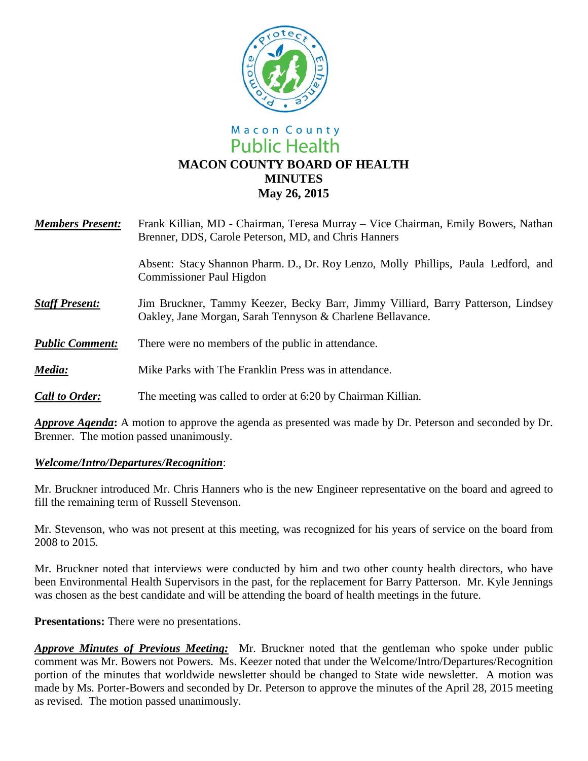Macon County
Public Health

# MACON COUNTY BOARD OF HEALTH
# MINUTES
# May 26, 2015

***Members Present:*** Frank Killian, MD - Chairman, Teresa Murray – Vice Chairman, Emily Bowers, Nathan Brenner, DDS, Carole Peterson, MD, and Chris Hanners

Absent: Stacy Shannon Pharm. D., Dr. Roy Lenzo, Molly Phillips, Paula Ledford, and Commissioner Paul Higdon

***Staff Present:*** Jim Bruckner, Tammy Keezer, Becky Barr, Jimmy Villiard, Barry Patterson, Lindsey Oakley, Jane Morgan, Sarah Tennyson & Charlene Bellavance.

***Public Comment:*** There were no members of the public in attendance.

***Media:*** Mike Parks with The Franklin Press was in attendance.

***Call to Order:*** The meeting was called to order at 6:20 by Chairman Killian.

***Approve Agenda*:** A motion to approve the agenda as presented was made by Dr. Peterson and seconded by Dr. Brenner. The motion passed unanimously.

***Welcome/Intro/Departures/Recognition***:

Mr. Bruckner introduced Mr. Chris Hanners who is the new Engineer representative on the board and agreed to fill the remaining term of Russell Stevenson.

Mr. Stevenson, who was not present at this meeting, was recognized for his years of service on the board from 2008 to 2015.

Mr. Bruckner noted that interviews were conducted by him and two other county health directors, who have been Environmental Health Supervisors in the past, for the replacement for Barry Patterson. Mr. Kyle Jennings was chosen as the best candidate and will be attending the board of health meetings in the future.

**Presentations:** There were no presentations.

***Approve Minutes of Previous Meeting:*** Mr. Bruckner noted that the gentleman who spoke under public comment was Mr. Bowers not Powers. Ms. Keezer noted that under the Welcome/Intro/Departures/Recognition portion of the minutes that worldwide newsletter should be changed to State wide newsletter. A motion was made by Ms. Porter-Bowers and seconded by Dr. Peterson to approve the minutes of the April 28, 2015 meeting as revised. The motion passed unanimously.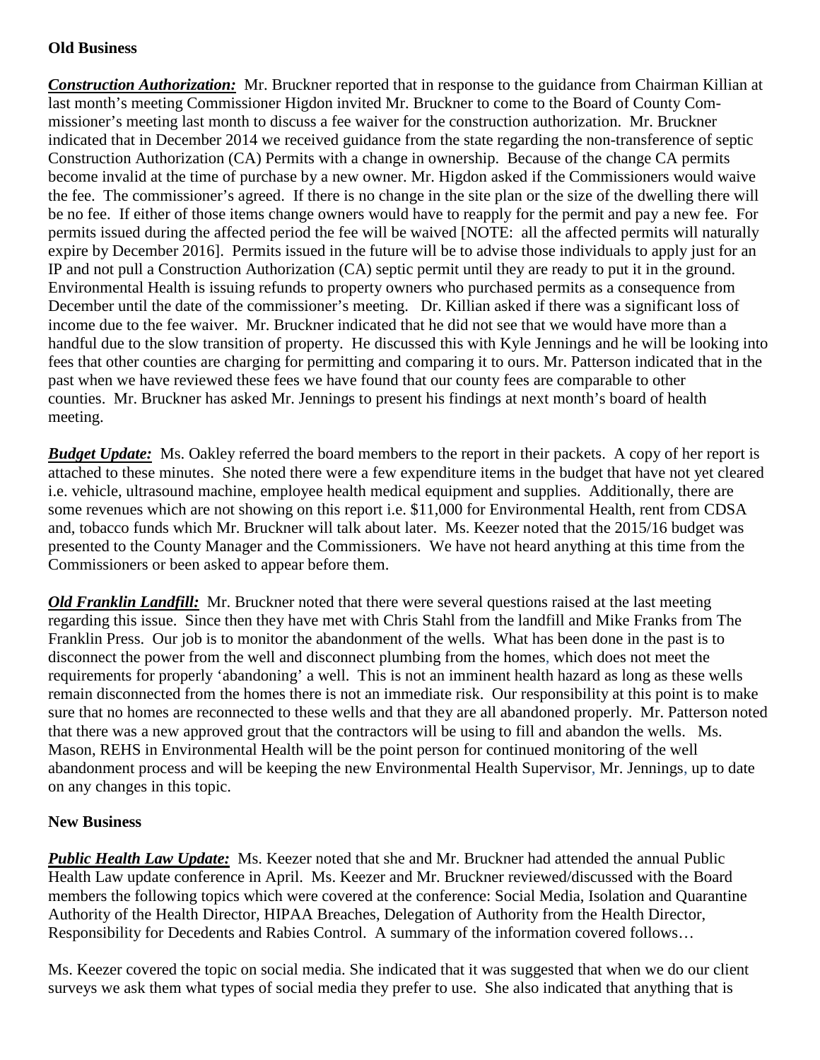**Old Business**

***Construction Authorization:*** Mr. Bruckner reported that in response to the guidance from Chairman Killian at last month's meeting Commissioner Higdon invited Mr. Bruckner to come to the Board of County Commissioner's meeting last month to discuss a fee waiver for the construction authorization. Mr. Bruckner indicated that in December 2014 we received guidance from the state regarding the non-transference of septic Construction Authorization (CA) Permits with a change in ownership. Because of the change CA permits become invalid at the time of purchase by a new owner. Mr. Higdon asked if the Commissioners would waive the fee. The commissioner's agreed. If there is no change in the site plan or the size of the dwelling there will be no fee. If either of those items change owners would have to reapply for the permit and pay a new fee. For permits issued during the affected period the fee will be waived [NOTE: all the affected permits will naturally expire by December 2016]. Permits issued in the future will be to advise those individuals to apply just for an IP and not pull a Construction Authorization (CA) septic permit until they are ready to put it in the ground. Environmental Health is issuing refunds to property owners who purchased permits as a consequence from December until the date of the commissioner's meeting. Dr. Killian asked if there was a significant loss of income due to the fee waiver. Mr. Bruckner indicated that he did not see that we would have more than a handful due to the slow transition of property. He discussed this with Kyle Jennings and he will be looking into fees that other counties are charging for permitting and comparing it to ours. Mr. Patterson indicated that in the past when we have reviewed these fees we have found that our county fees are comparable to other counties. Mr. Bruckner has asked Mr. Jennings to present his findings at next month's board of health meeting.

***Budget Update:*** Ms. Oakley referred the board members to the report in their packets. A copy of her report is attached to these minutes. She noted there were a few expenditure items in the budget that have not yet cleared i.e. vehicle, ultrasound machine, employee health medical equipment and supplies. Additionally, there are some revenues which are not showing on this report i.e. $11,000 for Environmental Health, rent from CDSA and, tobacco funds which Mr. Bruckner will talk about later. Ms. Keezer noted that the 2015/16 budget was presented to the County Manager and the Commissioners. We have not heard anything at this time from the Commissioners or been asked to appear before them.

***Old Franklin Landfill:*** Mr. Bruckner noted that there were several questions raised at the last meeting regarding this issue. Since then they have met with Chris Stahl from the landfill and Mike Franks from The Franklin Press. Our job is to monitor the abandonment of the wells. What has been done in the past is to disconnect the power from the well and disconnect plumbing from the homes, which does not meet the requirements for properly 'abandoning' a well. This is not an imminent health hazard as long as these wells remain disconnected from the homes there is not an immediate risk. Our responsibility at this point is to make sure that no homes are reconnected to these wells and that they are all abandoned properly. Mr. Patterson noted that there was a new approved grout that the contractors will be using to fill and abandon the wells. Ms. Mason, REHS in Environmental Health will be the point person for continued monitoring of the well abandonment process and will be keeping the new Environmental Health Supervisor, Mr. Jennings, up to date on any changes in this topic.

**New Business**

***Public Health Law Update:*** Ms. Keezer noted that she and Mr. Bruckner had attended the annual Public Health Law update conference in April. Ms. Keezer and Mr. Bruckner reviewed/discussed with the Board members the following topics which were covered at the conference: Social Media, Isolation and Quarantine Authority of the Health Director, HIPAA Breaches, Delegation of Authority from the Health Director, Responsibility for Decedents and Rabies Control. A summary of the information covered follows…

Ms. Keezer covered the topic on social media. She indicated that it was suggested that when we do our client surveys we ask them what types of social media they prefer to use. She also indicated that anything that is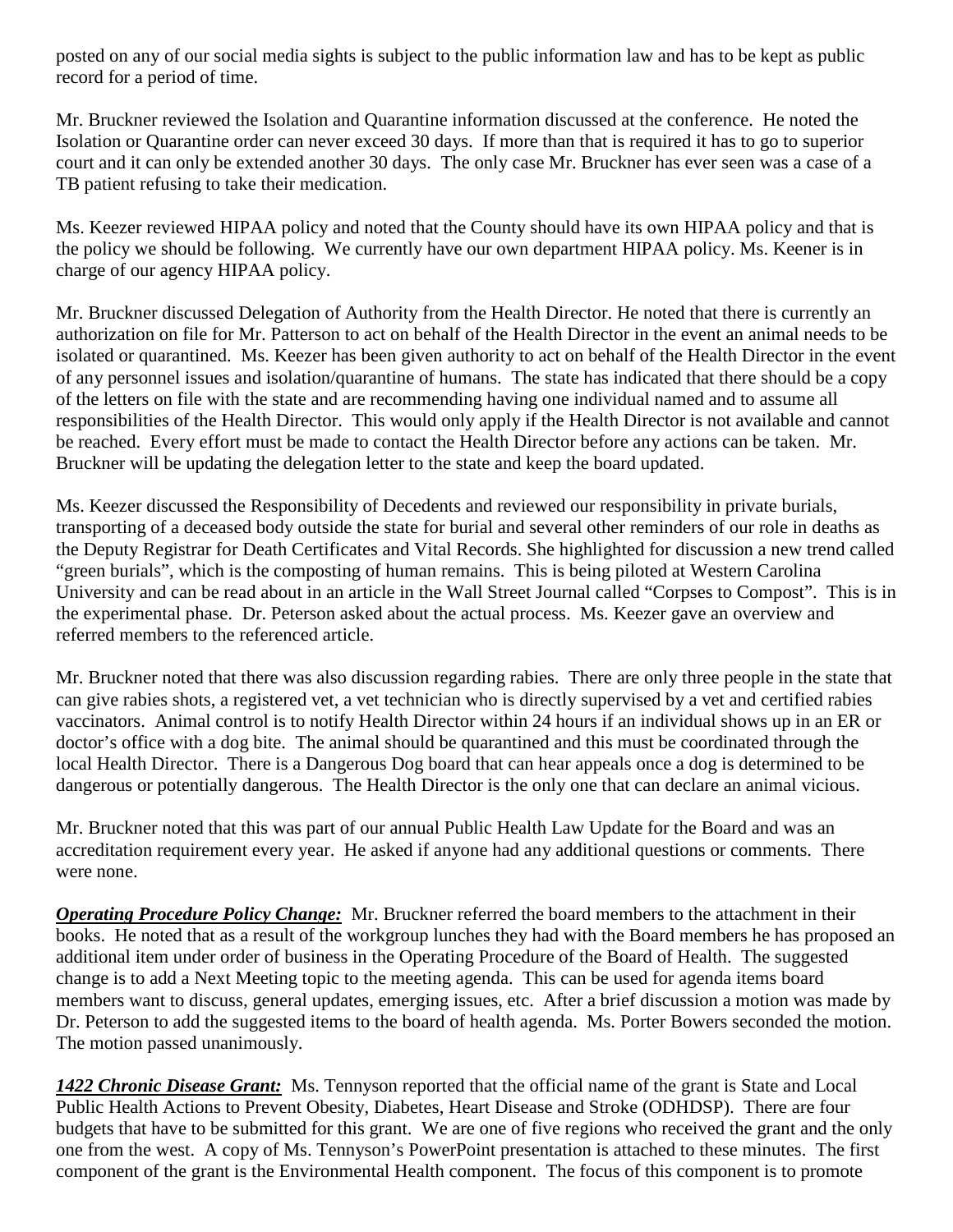posted on any of our social media sights is subject to the public information law and has to be kept as public record for a period of time.

Mr. Bruckner reviewed the Isolation and Quarantine information discussed at the conference. He noted the Isolation or Quarantine order can never exceed 30 days. If more than that is required it has to go to superior court and it can only be extended another 30 days. The only case Mr. Bruckner has ever seen was a case of a TB patient refusing to take their medication.

Ms. Keezer reviewed HIPAA policy and noted that the County should have its own HIPAA policy and that is the policy we should be following. We currently have our own department HIPAA policy. Ms. Keener is in charge of our agency HIPAA policy.

Mr. Bruckner discussed Delegation of Authority from the Health Director. He noted that there is currently an authorization on file for Mr. Patterson to act on behalf of the Health Director in the event an animal needs to be isolated or quarantined. Ms. Keezer has been given authority to act on behalf of the Health Director in the event of any personnel issues and isolation/quarantine of humans. The state has indicated that there should be a copy of the letters on file with the state and are recommending having one individual named and to assume all responsibilities of the Health Director. This would only apply if the Health Director is not available and cannot be reached. Every effort must be made to contact the Health Director before any actions can be taken. Mr. Bruckner will be updating the delegation letter to the state and keep the board updated.

Ms. Keezer discussed the Responsibility of Decedents and reviewed our responsibility in private burials, transporting of a deceased body outside the state for burial and several other reminders of our role in deaths as the Deputy Registrar for Death Certificates and Vital Records. She highlighted for discussion a new trend called "green burials", which is the composting of human remains. This is being piloted at Western Carolina University and can be read about in an article in the Wall Street Journal called "Corpses to Compost". This is in the experimental phase. Dr. Peterson asked about the actual process. Ms. Keezer gave an overview and referred members to the referenced article.

Mr. Bruckner noted that there was also discussion regarding rabies. There are only three people in the state that can give rabies shots, a registered vet, a vet technician who is directly supervised by a vet and certified rabies vaccinators. Animal control is to notify Health Director within 24 hours if an individual shows up in an ER or doctor's office with a dog bite. The animal should be quarantined and this must be coordinated through the local Health Director. There is a Dangerous Dog board that can hear appeals once a dog is determined to be dangerous or potentially dangerous. The Health Director is the only one that can declare an animal vicious.

Mr. Bruckner noted that this was part of our annual Public Health Law Update for the Board and was an accreditation requirement every year. He asked if anyone had any additional questions or comments. There were none.

***Operating Procedure Policy Change:*** Mr. Bruckner referred the board members to the attachment in their books. He noted that as a result of the workgroup lunches they had with the Board members he has proposed an additional item under order of business in the Operating Procedure of the Board of Health. The suggested change is to add a Next Meeting topic to the meeting agenda. This can be used for agenda items board members want to discuss, general updates, emerging issues, etc. After a brief discussion a motion was made by Dr. Peterson to add the suggested items to the board of health agenda. Ms. Porter Bowers seconded the motion. The motion passed unanimously.

***1422 Chronic Disease Grant:*** Ms. Tennyson reported that the official name of the grant is State and Local Public Health Actions to Prevent Obesity, Diabetes, Heart Disease and Stroke (ODHDSP). There are four budgets that have to be submitted for this grant. We are one of five regions who received the grant and the only one from the west. A copy of Ms. Tennyson's PowerPoint presentation is attached to these minutes. The first component of the grant is the Environmental Health component. The focus of this component is to promote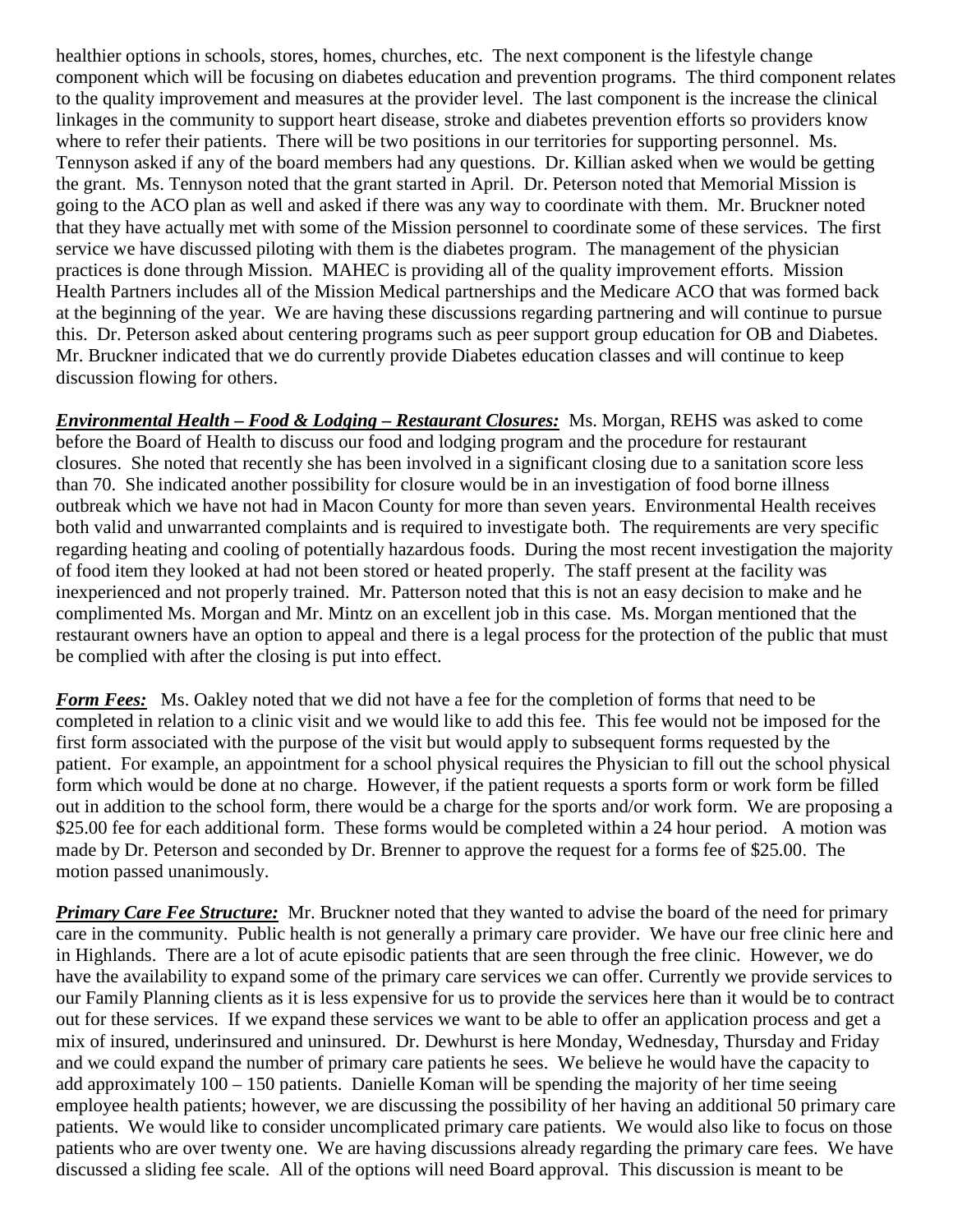healthier options in schools, stores, homes, churches, etc. The next component is the lifestyle change component which will be focusing on diabetes education and prevention programs. The third component relates to the quality improvement and measures at the provider level. The last component is the increase the clinical linkages in the community to support heart disease, stroke and diabetes prevention efforts so providers know where to refer their patients. There will be two positions in our territories for supporting personnel. Ms. Tennyson asked if any of the board members had any questions. Dr. Killian asked when we would be getting the grant. Ms. Tennyson noted that the grant started in April. Dr. Peterson noted that Memorial Mission is going to the ACO plan as well and asked if there was any way to coordinate with them. Mr. Bruckner noted that they have actually met with some of the Mission personnel to coordinate some of these services. The first service we have discussed piloting with them is the diabetes program. The management of the physician practices is done through Mission. MAHEC is providing all of the quality improvement efforts. Mission Health Partners includes all of the Mission Medical partnerships and the Medicare ACO that was formed back at the beginning of the year. We are having these discussions regarding partnering and will continue to pursue this. Dr. Peterson asked about centering programs such as peer support group education for OB and Diabetes. Mr. Bruckner indicated that we do currently provide Diabetes education classes and will continue to keep discussion flowing for others.

***Environmental Health – Food & Lodging – Restaurant Closures:*** Ms. Morgan, REHS was asked to come before the Board of Health to discuss our food and lodging program and the procedure for restaurant closures. She noted that recently she has been involved in a significant closing due to a sanitation score less than 70. She indicated another possibility for closure would be in an investigation of food borne illness outbreak which we have not had in Macon County for more than seven years. Environmental Health receives both valid and unwarranted complaints and is required to investigate both. The requirements are very specific regarding heating and cooling of potentially hazardous foods. During the most recent investigation the majority of food item they looked at had not been stored or heated properly. The staff present at the facility was inexperienced and not properly trained. Mr. Patterson noted that this is not an easy decision to make and he complimented Ms. Morgan and Mr. Mintz on an excellent job in this case. Ms. Morgan mentioned that the restaurant owners have an option to appeal and there is a legal process for the protection of the public that must be complied with after the closing is put into effect.

***Form Fees:*** Ms. Oakley noted that we did not have a fee for the completion of forms that need to be completed in relation to a clinic visit and we would like to add this fee. This fee would not be imposed for the first form associated with the purpose of the visit but would apply to subsequent forms requested by the patient. For example, an appointment for a school physical requires the Physician to fill out the school physical form which would be done at no charge. However, if the patient requests a sports form or work form be filled out in addition to the school form, there would be a charge for the sports and/or work form. We are proposing a $25.00 fee for each additional form. These forms would be completed within a 24 hour period. A motion was made by Dr. Peterson and seconded by Dr. Brenner to approve the request for a forms fee of $25.00. The motion passed unanimously.

***Primary Care Fee Structure:*** Mr. Bruckner noted that they wanted to advise the board of the need for primary care in the community. Public health is not generally a primary care provider. We have our free clinic here and in Highlands. There are a lot of acute episodic patients that are seen through the free clinic. However, we do have the availability to expand some of the primary care services we can offer. Currently we provide services to our Family Planning clients as it is less expensive for us to provide the services here than it would be to contract out for these services. If we expand these services we want to be able to offer an application process and get a mix of insured, underinsured and uninsured. Dr. Dewhurst is here Monday, Wednesday, Thursday and Friday and we could expand the number of primary care patients he sees. We believe he would have the capacity to add approximately 100 – 150 patients. Danielle Koman will be spending the majority of her time seeing employee health patients; however, we are discussing the possibility of her having an additional 50 primary care patients. We would like to consider uncomplicated primary care patients. We would also like to focus on those patients who are over twenty one. We are having discussions already regarding the primary care fees. We have discussed a sliding fee scale. All of the options will need Board approval. This discussion is meant to be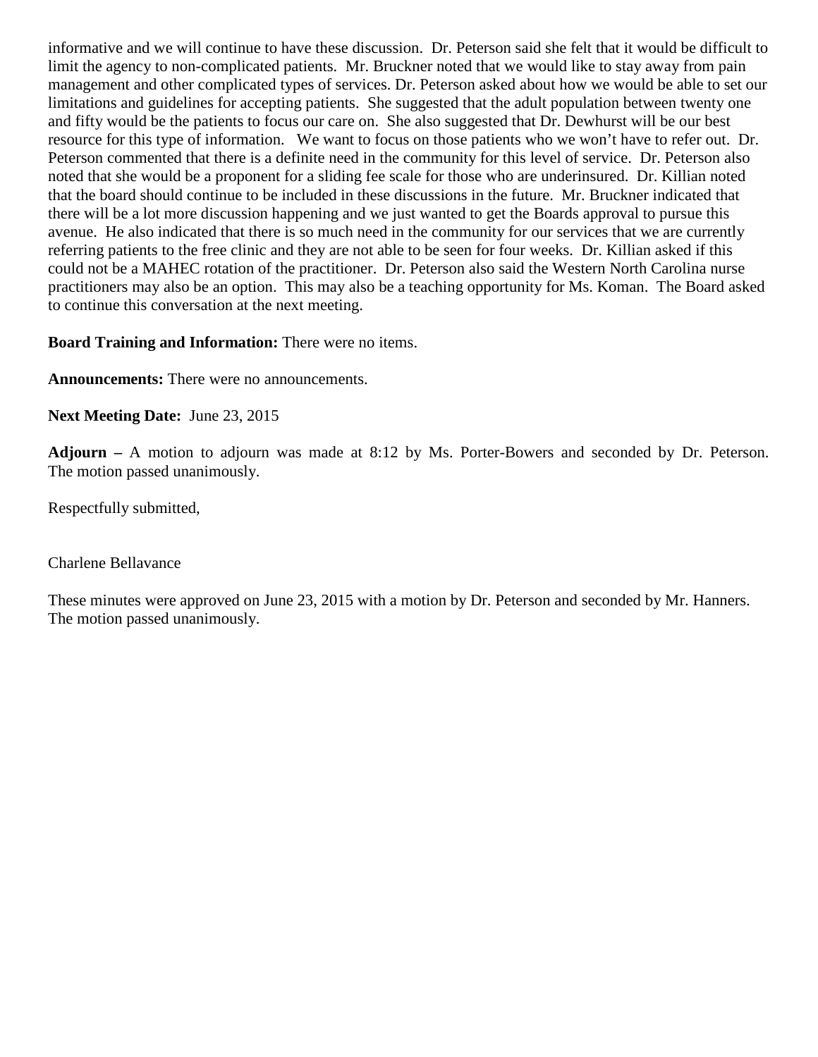informative and we will continue to have these discussion. Dr. Peterson said she felt that it would be difficult to limit the agency to non-complicated patients. Mr. Bruckner noted that we would like to stay away from pain management and other complicated types of services. Dr. Peterson asked about how we would be able to set our limitations and guidelines for accepting patients. She suggested that the adult population between twenty one and fifty would be the patients to focus our care on. She also suggested that Dr. Dewhurst will be our best resource for this type of information. We want to focus on those patients who we won't have to refer out. Dr. Peterson commented that there is a definite need in the community for this level of service. Dr. Peterson also noted that she would be a proponent for a sliding fee scale for those who are underinsured. Dr. Killian noted that the board should continue to be included in these discussions in the future. Mr. Bruckner indicated that there will be a lot more discussion happening and we just wanted to get the Boards approval to pursue this avenue. He also indicated that there is so much need in the community for our services that we are currently referring patients to the free clinic and they are not able to be seen for four weeks. Dr. Killian asked if this could not be a MAHEC rotation of the practitioner. Dr. Peterson also said the Western North Carolina nurse practitioners may also be an option. This may also be a teaching opportunity for Ms. Koman. The Board asked to continue this conversation at the next meeting.

**Board Training and Information:** There were no items.

**Announcements:** There were no announcements.

**Next Meeting Date:** June 23, 2015

**Adjourn –** A motion to adjourn was made at 8:12 by Ms. Porter-Bowers and seconded by Dr. Peterson. The motion passed unanimously.

Respectfully submitted,

Charlene Bellavance

These minutes were approved on June 23, 2015 with a motion by Dr. Peterson and seconded by Mr. Hanners. The motion passed unanimously.